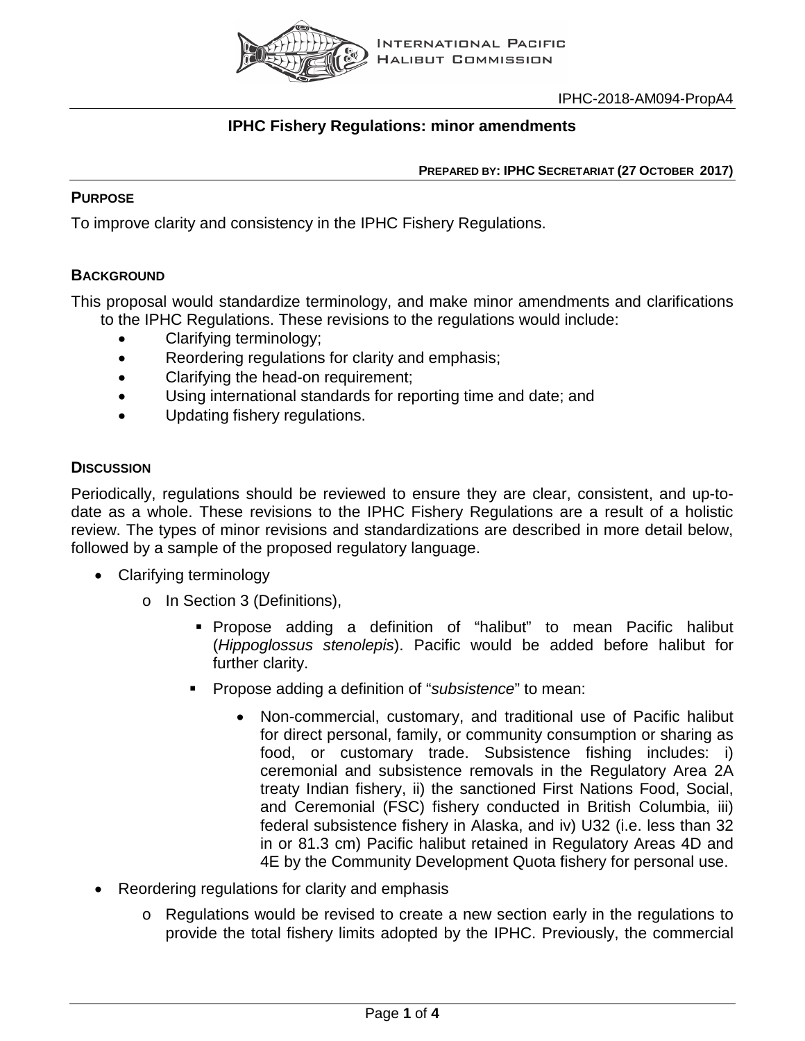IPHC-2018-AM094-PropA4

# IPHC Fishery Regulations: minor amendments

**PREPARED BY: IPHC SECRETARIAT (27 OCTOBER 2017)**

## PURPOSE

To improve clarity and consistency in the IPHC Fishery Regulations.

## BACKGROUND

This proposal would standardize terminology, and make minor amendments and clarifications to the IPHC Regulations. These revisions to the regulations would include:

- Clarifying terminology;
- Reordering regulations for clarity and emphasis;
- Clarifying the head-on requirement;
- Using international standards for reporting time and date; and
- Updating fishery regulations.

## DISCUSSION

Periodically, regulations should be reviewed to ensure they are clear, consistent, and up-to-date as a whole. These revisions to the IPHC Fishery Regulations are a result of a holistic review. The types of minor revisions and standardizations are described in more detail below, followed by a sample of the proposed regulatory language.

- Clarifying terminology
  - In Section 3 (Definitions),
    - Propose adding a definition of "halibut" to mean Pacific halibut (*Hippoglossus stenolepis*). Pacific would be added before halibut for further clarity.
    - Propose adding a definition of "*subsistence*" to mean:
      - Non-commercial, customary, and traditional use of Pacific halibut for direct personal, family, or community consumption or sharing as food, or customary trade. Subsistence fishing includes: i) ceremonial and subsistence removals in the Regulatory Area 2A treaty Indian fishery, ii) the sanctioned First Nations Food, Social, and Ceremonial (FSC) fishery conducted in British Columbia, iii) federal subsistence fishery in Alaska, and iv) U32 (i.e. less than 32 in or 81.3 cm) Pacific halibut retained in Regulatory Areas 4D and 4E by the Community Development Quota fishery for personal use.
- Reordering regulations for clarity and emphasis
  - Regulations would be revised to create a new section early in the regulations to provide the total fishery limits adopted by the IPHC. Previously, the commercial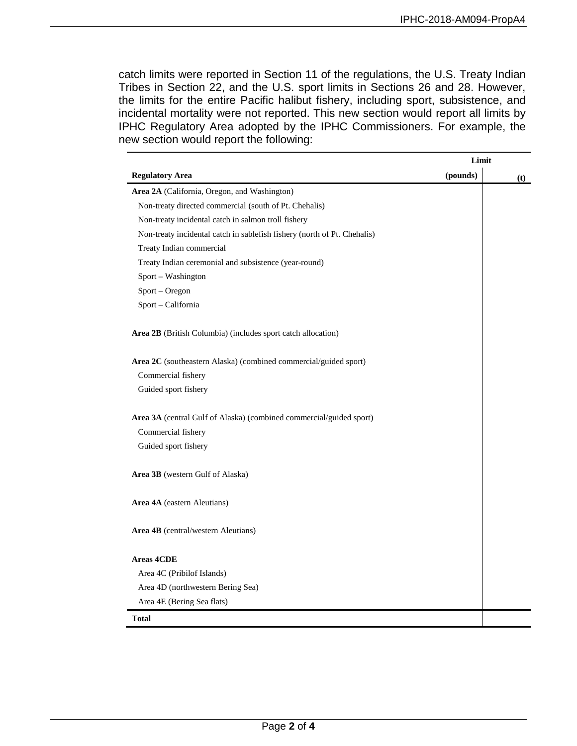catch limits were reported in Section 11 of the regulations, the U.S. Treaty Indian Tribes in Section 22, and the U.S. sport limits in Sections 26 and 28. However, the limits for the entire Pacific halibut fishery, including sport, subsistence, and incidental mortality were not reported. This new section would report all limits by IPHC Regulatory Area adopted by the IPHC Commissioners. For example, the new section would report the following:

| | Limit | |
|---|---|---|
| **Regulatory Area** | **(pounds)** | **(t)** |
| **Area 2A** (California, Oregon, and Washington) | | |
| Non-treaty directed commercial (south of Pt. Chehalis) | | |
| Non-treaty incidental catch in salmon troll fishery | | |
| Non-treaty incidental catch in sablefish fishery (north of Pt. Chehalis) | | |
| Treaty Indian commercial | | |
| Treaty Indian ceremonial and subsistence (year-round) | | |
| Sport – Washington | | |
| Sport – Oregon | | |
| Sport – California | | |
| **Area 2B** (British Columbia) (includes sport catch allocation) | | |
| **Area 2C** (southeastern Alaska) (combined commercial/guided sport) | | |
| Commercial fishery | | |
| Guided sport fishery | | |
| **Area 3A** (central Gulf of Alaska) (combined commercial/guided sport) | | |
| Commercial fishery | | |
| Guided sport fishery | | |
| **Area 3B** (western Gulf of Alaska) | | |
| **Area 4A** (eastern Aleutians) | | |
| **Area 4B** (central/western Aleutians) | | |
| **Areas 4CDE** | | |
| Area 4C (Pribilof Islands) | | |
| Area 4D (northwestern Bering Sea) | | |
| Area 4E (Bering Sea flats) | | |
| **Total** | | |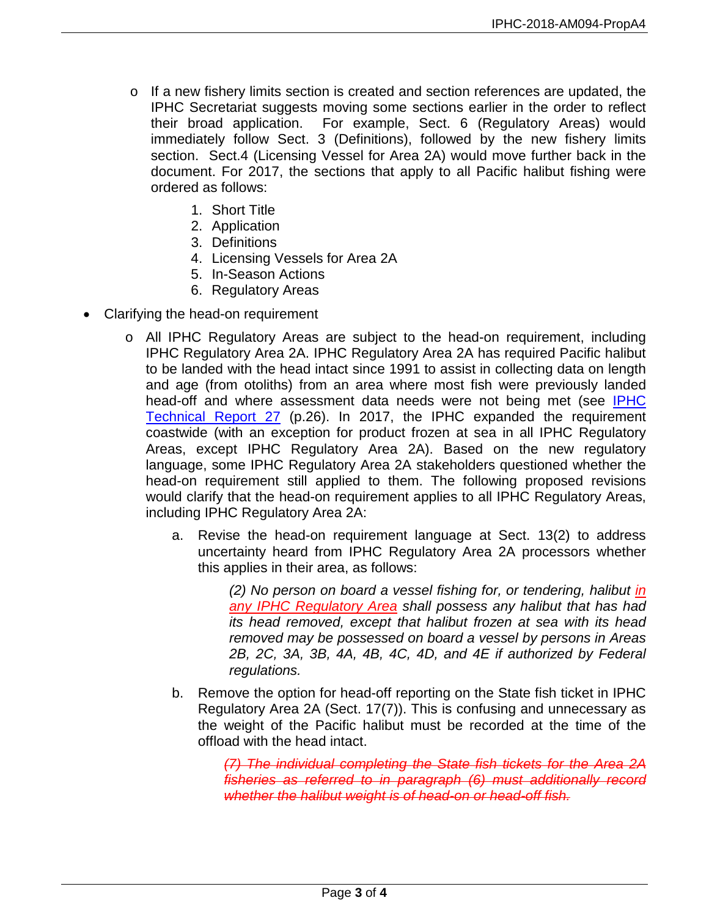- If a new fishery limits section is created and section references are updated, the IPHC Secretariat suggests moving some sections earlier in the order to reflect their broad application. For example, Sect. 6 (Regulatory Areas) would immediately follow Sect. 3 (Definitions), followed by the new fishery limits section. Sect.4 (Licensing Vessel for Area 2A) would move further back in the document. For 2017, the sections that apply to all Pacific halibut fishing were ordered as follows:

  1. Short Title
  2. Application
  3. Definitions
  4. Licensing Vessels for Area 2A
  5. In-Season Actions
  6. Regulatory Areas

- Clarifying the head-on requirement
  - All IPHC Regulatory Areas are subject to the head-on requirement, including IPHC Regulatory Area 2A. IPHC Regulatory Area 2A has required Pacific halibut to be landed with the head intact since 1991 to assist in collecting data on length and age (from otoliths) from an area where most fish were previously landed head-off and where assessment data needs were not being met (see IPHC Technical Report 27 (p.26). In 2017, the IPHC expanded the requirement coastwide (with an exception for product frozen at sea in all IPHC Regulatory Areas, except IPHC Regulatory Area 2A). Based on the new regulatory language, some IPHC Regulatory Area 2A stakeholders questioned whether the head-on requirement still applied to them. The following proposed revisions would clarify that the head-on requirement applies to all IPHC Regulatory Areas, including IPHC Regulatory Area 2A:

    a. Revise the head-on requirement language at Sect. 13(2) to address uncertainty heard from IPHC Regulatory Area 2A processors whether this applies in their area, as follows:

    > *(2) No person on board a vessel fishing for, or tendering, halibut <u>in any IPHC Regulatory Area</u> shall possess any halibut that has had its head removed, except that halibut frozen at sea with its head removed may be possessed on board a vessel by persons in Areas 2B, 2C, 3A, 3B, 4A, 4B, 4C, 4D, and 4E if authorized by Federal regulations.*

    b. Remove the option for head-off reporting on the State fish ticket in IPHC Regulatory Area 2A (Sect. 17(7)). This is confusing and unnecessary as the weight of the Pacific halibut must be recorded at the time of the offload with the head intact.

    > ~~*(7) The individual completing the State fish tickets for the Area 2A fisheries as referred to in paragraph (6) must additionally record whether the halibut weight is of head-on or head-off fish.*~~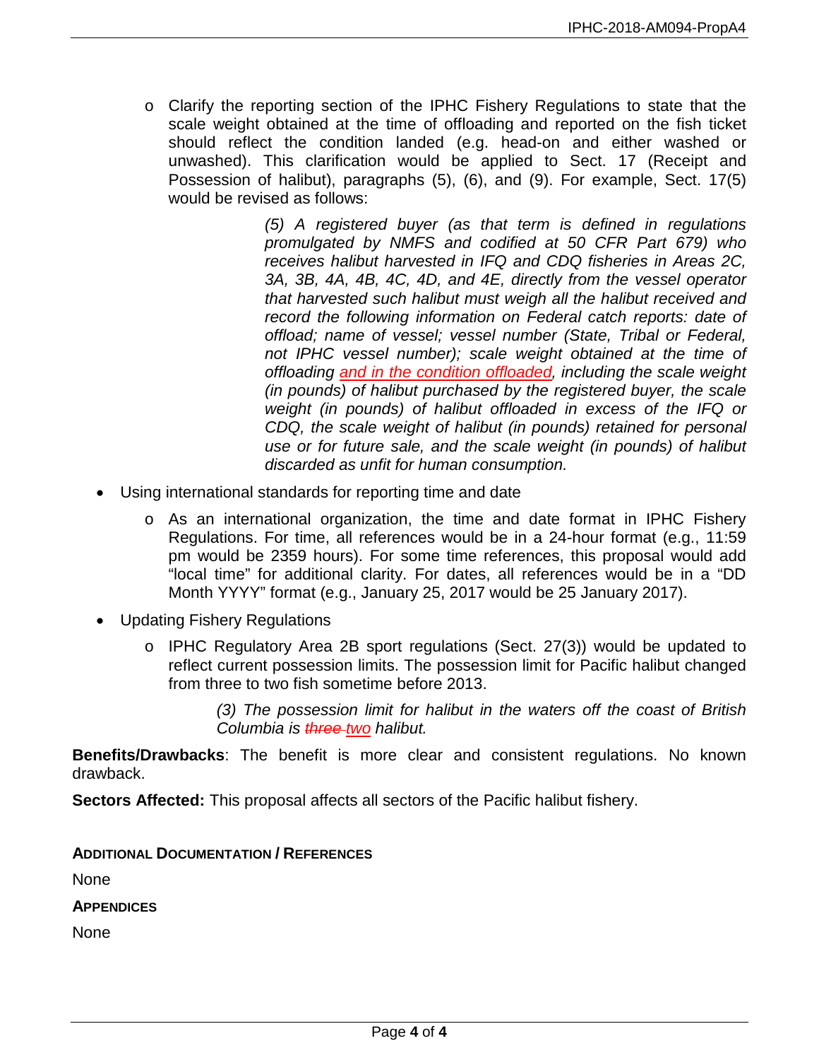- Clarify the reporting section of the IPHC Fishery Regulations to state that the scale weight obtained at the time of offloading and reported on the fish ticket should reflect the condition landed (e.g. head-on and either washed or unwashed). This clarification would be applied to Sect. 17 (Receipt and Possession of halibut), paragraphs (5), (6), and (9). For example, Sect. 17(5) would be revised as follows:

  > *(5) A registered buyer (as that term is defined in regulations promulgated by NMFS and codified at 50 CFR Part 679) who receives halibut harvested in IFQ and CDQ fisheries in Areas 2C, 3A, 3B, 4A, 4B, 4C, 4D, and 4E, directly from the vessel operator that harvested such halibut must weigh all the halibut received and record the following information on Federal catch reports: date of offload; name of vessel; vessel number (State, Tribal or Federal, not IPHC vessel number); scale weight obtained at the time of offloading <u>and in the condition offloaded</u>, including the scale weight (in pounds) of halibut purchased by the registered buyer, the scale weight (in pounds) of halibut offloaded in excess of the IFQ or CDQ, the scale weight of halibut (in pounds) retained for personal use or for future sale, and the scale weight (in pounds) of halibut discarded as unfit for human consumption.*

- Using international standards for reporting time and date
  - As an international organization, the time and date format in IPHC Fishery Regulations. For time, all references would be in a 24-hour format (e.g., 11:59 pm would be 2359 hours). For some time references, this proposal would add "local time" for additional clarity. For dates, all references would be in a "DD Month YYYY" format (e.g., January 25, 2017 would be 25 January 2017).

- Updating Fishery Regulations
  - IPHC Regulatory Area 2B sport regulations (Sect. 27(3)) would be updated to reflect current possession limits. The possession limit for Pacific halibut changed from three to two fish sometime before 2013.

    > *(3) The possession limit for halibut in the waters off the coast of British Columbia is ~~three~~ <u>two</u> halibut.*

**Benefits/Drawbacks**: The benefit is more clear and consistent regulations. No known drawback.

**Sectors Affected:** This proposal affects all sectors of the Pacific halibut fishery.

### ADDITIONAL DOCUMENTATION / REFERENCES

None

### APPENDICES

None